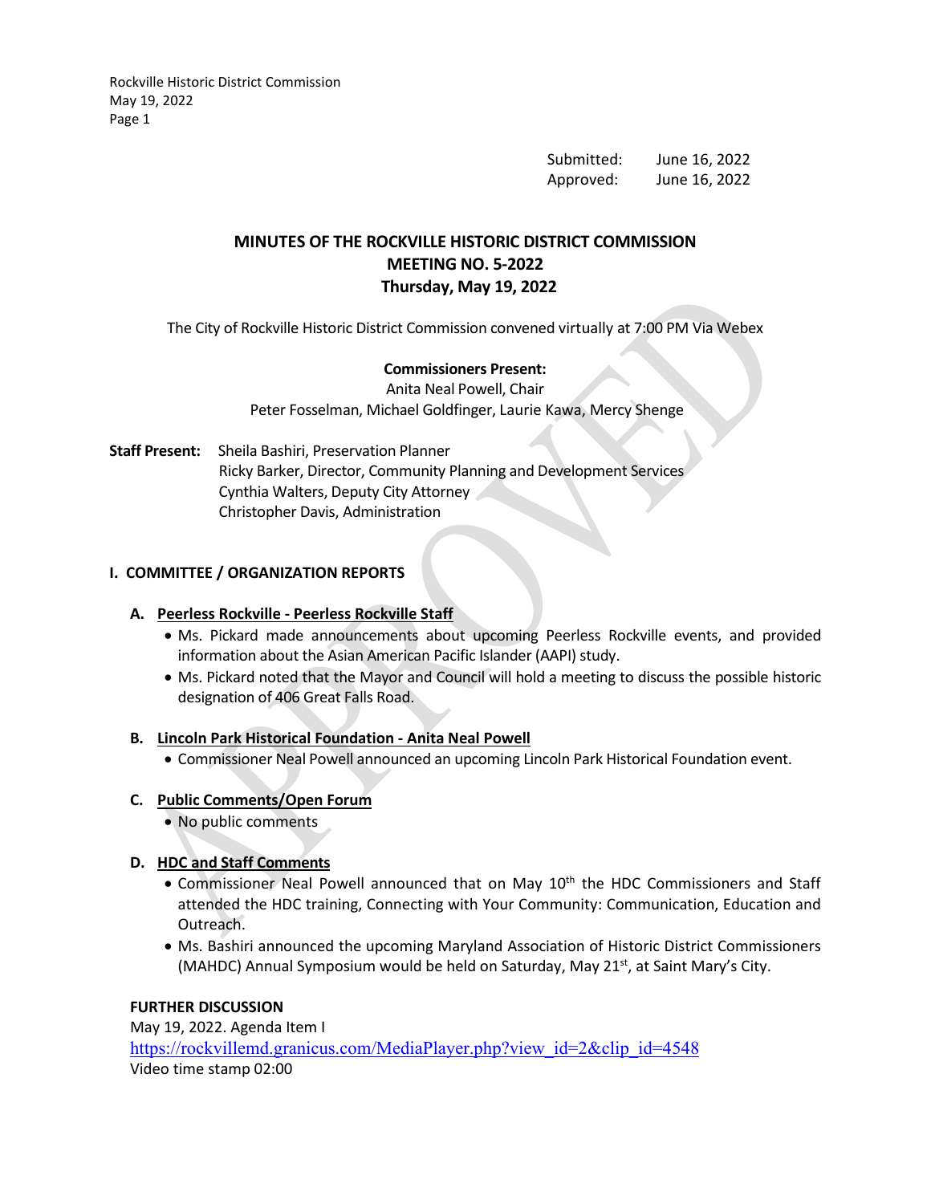Submitted: June 16, 2022
Approved: June 16, 2022

# MINUTES OF THE ROCKVILLE HISTORIC DISTRICT COMMISSION
## MEETING NO. 5-2022
## Thursday, May 19, 2022

The City of Rockville Historic District Commission convened virtually at 7:00 PM Via Webex

**Commissioners Present:**
Anita Neal Powell, Chair
Peter Fosselman, Michael Goldfinger, Laurie Kawa, Mercy Shenge

**Staff Present:** Sheila Bashiri, Preservation Planner
Ricky Barker, Director, Community Planning and Development Services
Cynthia Walters, Deputy City Attorney
Christopher Davis, Administration

## I. COMMITTEE / ORGANIZATION REPORTS

### A. Peerless Rockville - Peerless Rockville Staff

- Ms. Pickard made announcements about upcoming Peerless Rockville events, and provided information about the Asian American Pacific Islander (AAPI) study.
- Ms. Pickard noted that the Mayor and Council will hold a meeting to discuss the possible historic designation of 406 Great Falls Road.

### B. Lincoln Park Historical Foundation - Anita Neal Powell

- Commissioner Neal Powell announced an upcoming Lincoln Park Historical Foundation event.

### C. Public Comments/Open Forum

- No public comments

### D. HDC and Staff Comments

- Commissioner Neal Powell announced that on May 10th the HDC Commissioners and Staff attended the HDC training, Connecting with Your Community: Communication, Education and Outreach.
- Ms. Bashiri announced the upcoming Maryland Association of Historic District Commissioners (MAHDC) Annual Symposium would be held on Saturday, May 21st, at Saint Mary's City.

**FURTHER DISCUSSION**
May 19, 2022. Agenda Item I
https://rockvillemd.granicus.com/MediaPlayer.php?view_id=2&clip_id=4548
Video time stamp 02:00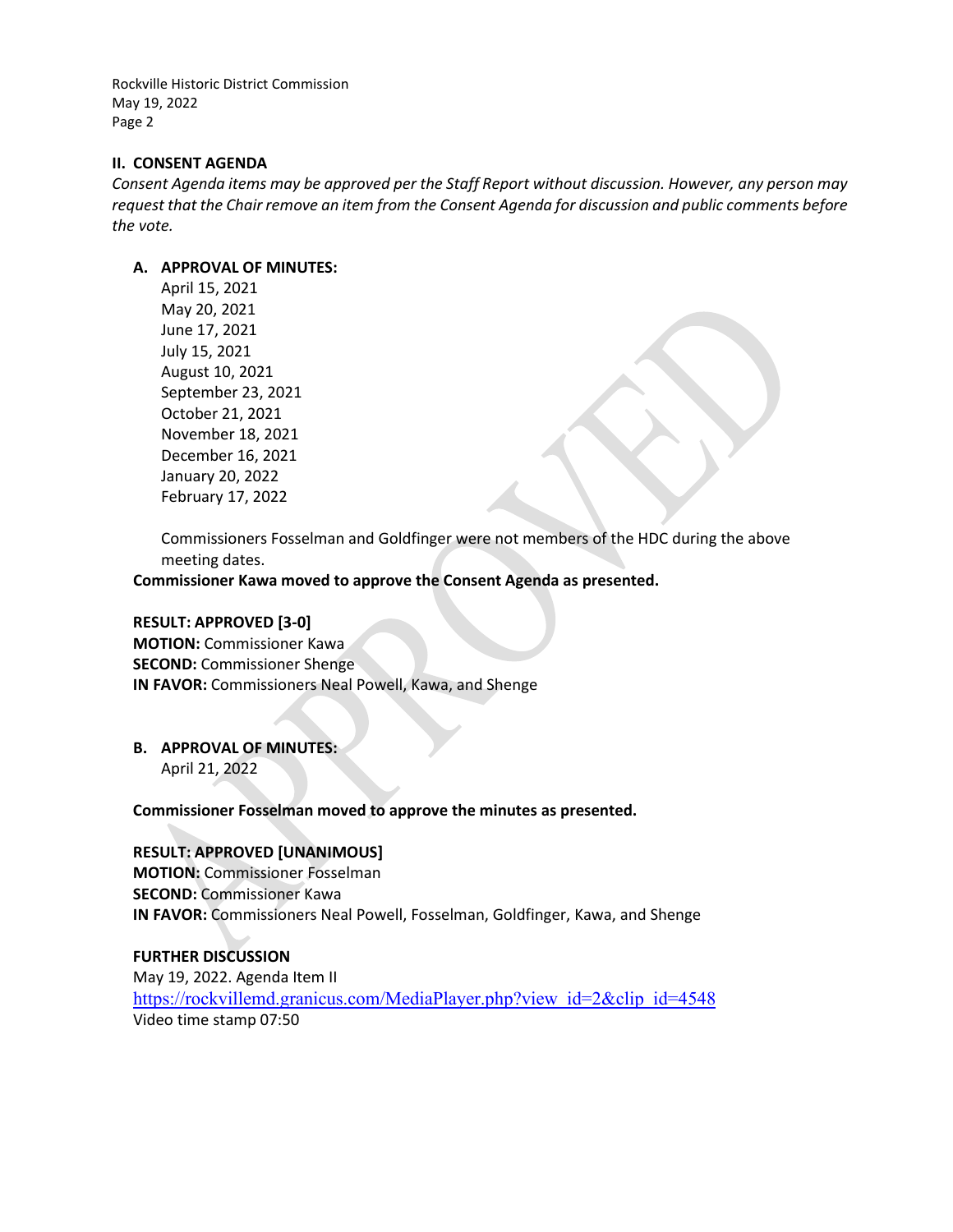## II. CONSENT AGENDA

*Consent Agenda items may be approved per the Staff Report without discussion. However, any person may request that the Chair remove an item from the Consent Agenda for discussion and public comments before the vote.*

### A. APPROVAL OF MINUTES:

April 15, 2021
May 20, 2021
June 17, 2021
July 15, 2021
August 10, 2021
September 23, 2021
October 21, 2021
November 18, 2021
December 16, 2021
January 20, 2022
February 17, 2022

Commissioners Fosselman and Goldfinger were not members of the HDC during the above meeting dates.

**Commissioner Kawa moved to approve the Consent Agenda as presented.**

**RESULT: APPROVED [3-0]**
**MOTION:** Commissioner Kawa
**SECOND:** Commissioner Shenge
**IN FAVOR:** Commissioners Neal Powell, Kawa, and Shenge

### B. APPROVAL OF MINUTES:

April 21, 2022

**Commissioner Fosselman moved to approve the minutes as presented.**

**RESULT: APPROVED [UNANIMOUS]**
**MOTION:** Commissioner Fosselman
**SECOND:** Commissioner Kawa
**IN FAVOR:** Commissioners Neal Powell, Fosselman, Goldfinger, Kawa, and Shenge

**FURTHER DISCUSSION**
May 19, 2022. Agenda Item II
https://rockvillemd.granicus.com/MediaPlayer.php?view_id=2&clip_id=4548
Video time stamp 07:50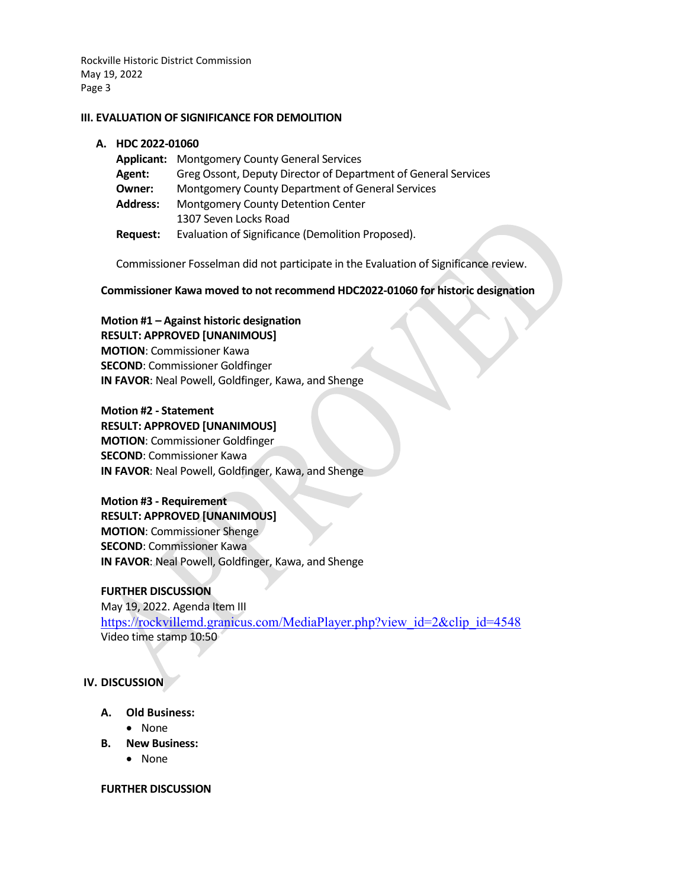## III. EVALUATION OF SIGNIFICANCE FOR DEMOLITION

### A. HDC 2022-01060

**Applicant:** Montgomery County General Services
**Agent:** Greg Ossont, Deputy Director of Department of General Services
**Owner:** Montgomery County Department of General Services
**Address:** Montgomery County Detention Center
1307 Seven Locks Road
**Request:** Evaluation of Significance (Demolition Proposed).

Commissioner Fosselman did not participate in the Evaluation of Significance review.

**Commissioner Kawa moved to not recommend HDC2022-01060 for historic designation**

**Motion #1 – Against historic designation**
**RESULT: APPROVED [UNANIMOUS]**
**MOTION**: Commissioner Kawa
**SECOND**: Commissioner Goldfinger
**IN FAVOR**: Neal Powell, Goldfinger, Kawa, and Shenge

**Motion #2 - Statement**
**RESULT: APPROVED [UNANIMOUS]**
**MOTION**: Commissioner Goldfinger
**SECOND**: Commissioner Kawa
**IN FAVOR**: Neal Powell, Goldfinger, Kawa, and Shenge

**Motion #3 - Requirement**
**RESULT: APPROVED [UNANIMOUS]**
**MOTION**: Commissioner Shenge
**SECOND**: Commissioner Kawa
**IN FAVOR**: Neal Powell, Goldfinger, Kawa, and Shenge

**FURTHER DISCUSSION**
May 19, 2022. Agenda Item III
https://rockvillemd.granicus.com/MediaPlayer.php?view_id=2&clip_id=4548
Video time stamp 10:50

## IV. DISCUSSION

**A. Old Business:**
- None

**B. New Business:**
- None

**FURTHER DISCUSSION**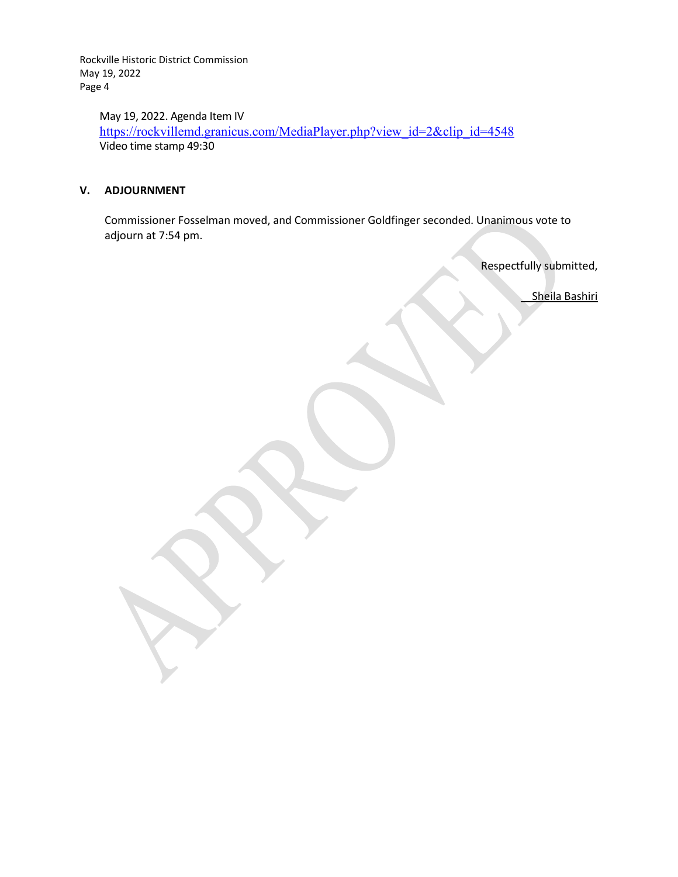May 19, 2022. Agenda Item IV
https://rockvillemd.granicus.com/MediaPlayer.php?view_id=2&clip_id=4548
Video time stamp 49:30

## V. ADJOURNMENT

Commissioner Fosselman moved, and Commissioner Goldfinger seconded. Unanimous vote to adjourn at 7:54 pm.

Respectfully submitted,

Sheila Bashiri